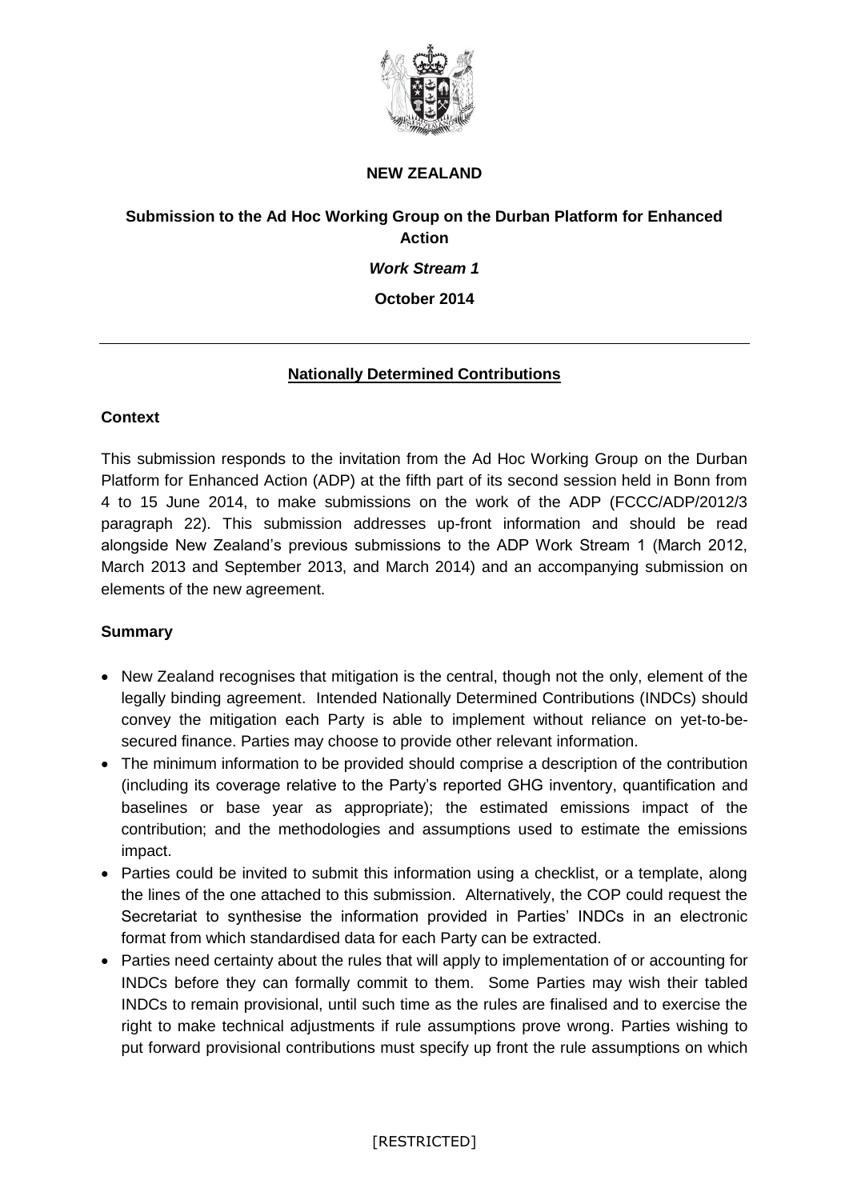**NEW ZEALAND**

**Submission to the Ad Hoc Working Group on the Durban Platform for Enhanced Action**

***Work Stream 1***

**October 2014**

---

## Nationally Determined Contributions

### Context

This submission responds to the invitation from the Ad Hoc Working Group on the Durban Platform for Enhanced Action (ADP) at the fifth part of its second session held in Bonn from 4 to 15 June 2014, to make submissions on the work of the ADP (FCCC/ADP/2012/3 paragraph 22). This submission addresses up-front information and should be read alongside New Zealand's previous submissions to the ADP Work Stream 1 (March 2012, March 2013 and September 2013, and March 2014) and an accompanying submission on elements of the new agreement.

### Summary

- New Zealand recognises that mitigation is the central, though not the only, element of the legally binding agreement. Intended Nationally Determined Contributions (INDCs) should convey the mitigation each Party is able to implement without reliance on yet-to-be-secured finance. Parties may choose to provide other relevant information.
- The minimum information to be provided should comprise a description of the contribution (including its coverage relative to the Party's reported GHG inventory, quantification and baselines or base year as appropriate); the estimated emissions impact of the contribution; and the methodologies and assumptions used to estimate the emissions impact.
- Parties could be invited to submit this information using a checklist, or a template, along the lines of the one attached to this submission. Alternatively, the COP could request the Secretariat to synthesise the information provided in Parties' INDCs in an electronic format from which standardised data for each Party can be extracted.
- Parties need certainty about the rules that will apply to implementation of or accounting for INDCs before they can formally commit to them. Some Parties may wish their tabled INDCs to remain provisional, until such time as the rules are finalised and to exercise the right to make technical adjustments if rule assumptions prove wrong. Parties wishing to put forward provisional contributions must specify up front the rule assumptions on which

[RESTRICTED]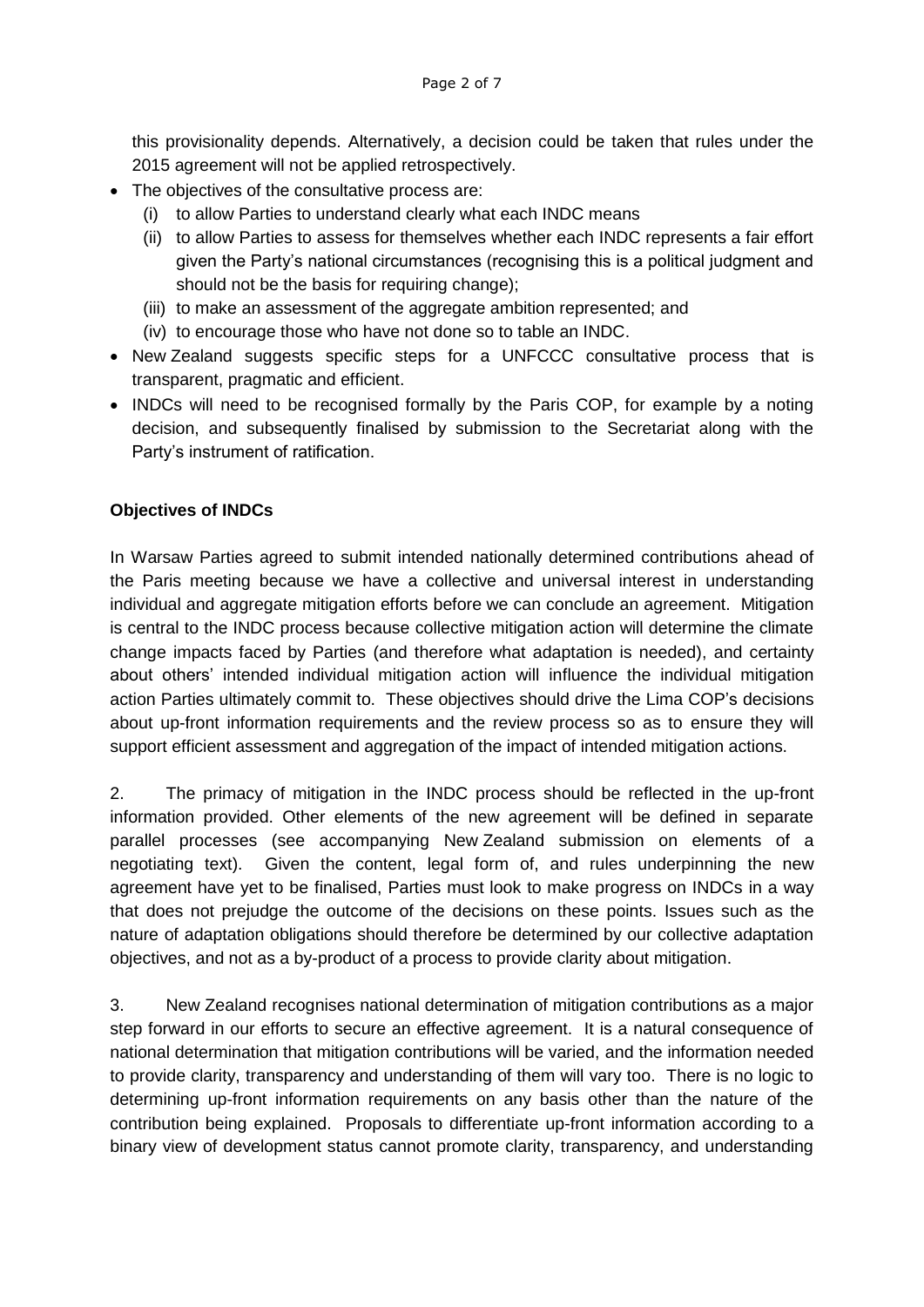this provisionality depends. Alternatively, a decision could be taken that rules under the 2015 agreement will not be applied retrospectively.

- The objectives of the consultative process are:
  - (i) to allow Parties to understand clearly what each INDC means
  - (ii) to allow Parties to assess for themselves whether each INDC represents a fair effort given the Party's national circumstances (recognising this is a political judgment and should not be the basis for requiring change);
  - (iii) to make an assessment of the aggregate ambition represented; and
  - (iv) to encourage those who have not done so to table an INDC.
- New Zealand suggests specific steps for a UNFCCC consultative process that is transparent, pragmatic and efficient.
- INDCs will need to be recognised formally by the Paris COP, for example by a noting decision, and subsequently finalised by submission to the Secretariat along with the Party's instrument of ratification.

**Objectives of INDCs**

In Warsaw Parties agreed to submit intended nationally determined contributions ahead of the Paris meeting because we have a collective and universal interest in understanding individual and aggregate mitigation efforts before we can conclude an agreement. Mitigation is central to the INDC process because collective mitigation action will determine the climate change impacts faced by Parties (and therefore what adaptation is needed), and certainty about others' intended individual mitigation action will influence the individual mitigation action Parties ultimately commit to. These objectives should drive the Lima COP's decisions about up-front information requirements and the review process so as to ensure they will support efficient assessment and aggregation of the impact of intended mitigation actions.

2. The primacy of mitigation in the INDC process should be reflected in the up-front information provided. Other elements of the new agreement will be defined in separate parallel processes (see accompanying New Zealand submission on elements of a negotiating text). Given the content, legal form of, and rules underpinning the new agreement have yet to be finalised, Parties must look to make progress on INDCs in a way that does not prejudge the outcome of the decisions on these points. Issues such as the nature of adaptation obligations should therefore be determined by our collective adaptation objectives, and not as a by-product of a process to provide clarity about mitigation.

3. New Zealand recognises national determination of mitigation contributions as a major step forward in our efforts to secure an effective agreement. It is a natural consequence of national determination that mitigation contributions will be varied, and the information needed to provide clarity, transparency and understanding of them will vary too. There is no logic to determining up-front information requirements on any basis other than the nature of the contribution being explained. Proposals to differentiate up-front information according to a binary view of development status cannot promote clarity, transparency, and understanding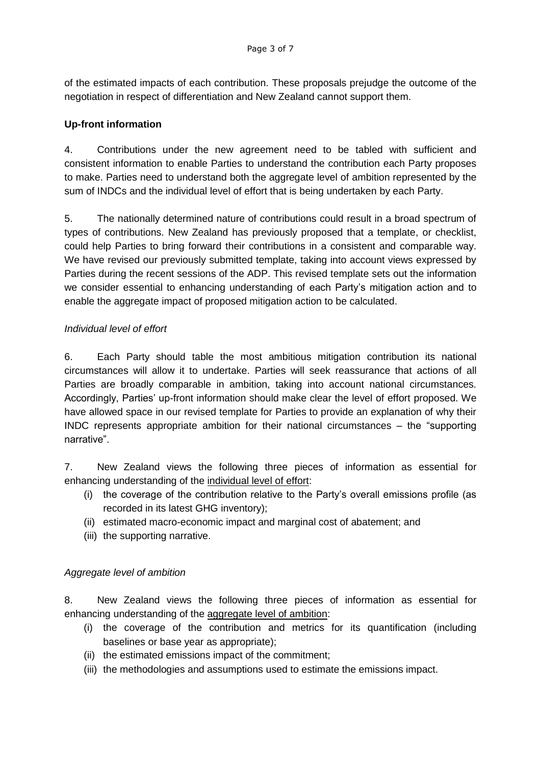of the estimated impacts of each contribution. These proposals prejudge the outcome of the negotiation in respect of differentiation and New Zealand cannot support them.

**Up-front information**

4. Contributions under the new agreement need to be tabled with sufficient and consistent information to enable Parties to understand the contribution each Party proposes to make. Parties need to understand both the aggregate level of ambition represented by the sum of INDCs and the individual level of effort that is being undertaken by each Party.

5. The nationally determined nature of contributions could result in a broad spectrum of types of contributions. New Zealand has previously proposed that a template, or checklist, could help Parties to bring forward their contributions in a consistent and comparable way. We have revised our previously submitted template, taking into account views expressed by Parties during the recent sessions of the ADP. This revised template sets out the information we consider essential to enhancing understanding of each Party's mitigation action and to enable the aggregate impact of proposed mitigation action to be calculated.

*Individual level of effort*

6. Each Party should table the most ambitious mitigation contribution its national circumstances will allow it to undertake. Parties will seek reassurance that actions of all Parties are broadly comparable in ambition, taking into account national circumstances. Accordingly, Parties' up-front information should make clear the level of effort proposed. We have allowed space in our revised template for Parties to provide an explanation of why their INDC represents appropriate ambition for their national circumstances – the "supporting narrative".

7. New Zealand views the following three pieces of information as essential for enhancing understanding of the individual level of effort:

(i) the coverage of the contribution relative to the Party's overall emissions profile (as recorded in its latest GHG inventory);
(ii) estimated macro-economic impact and marginal cost of abatement; and
(iii) the supporting narrative.

*Aggregate level of ambition*

8. New Zealand views the following three pieces of information as essential for enhancing understanding of the aggregate level of ambition:

(i) the coverage of the contribution and metrics for its quantification (including baselines or base year as appropriate);
(ii) the estimated emissions impact of the commitment;
(iii) the methodologies and assumptions used to estimate the emissions impact.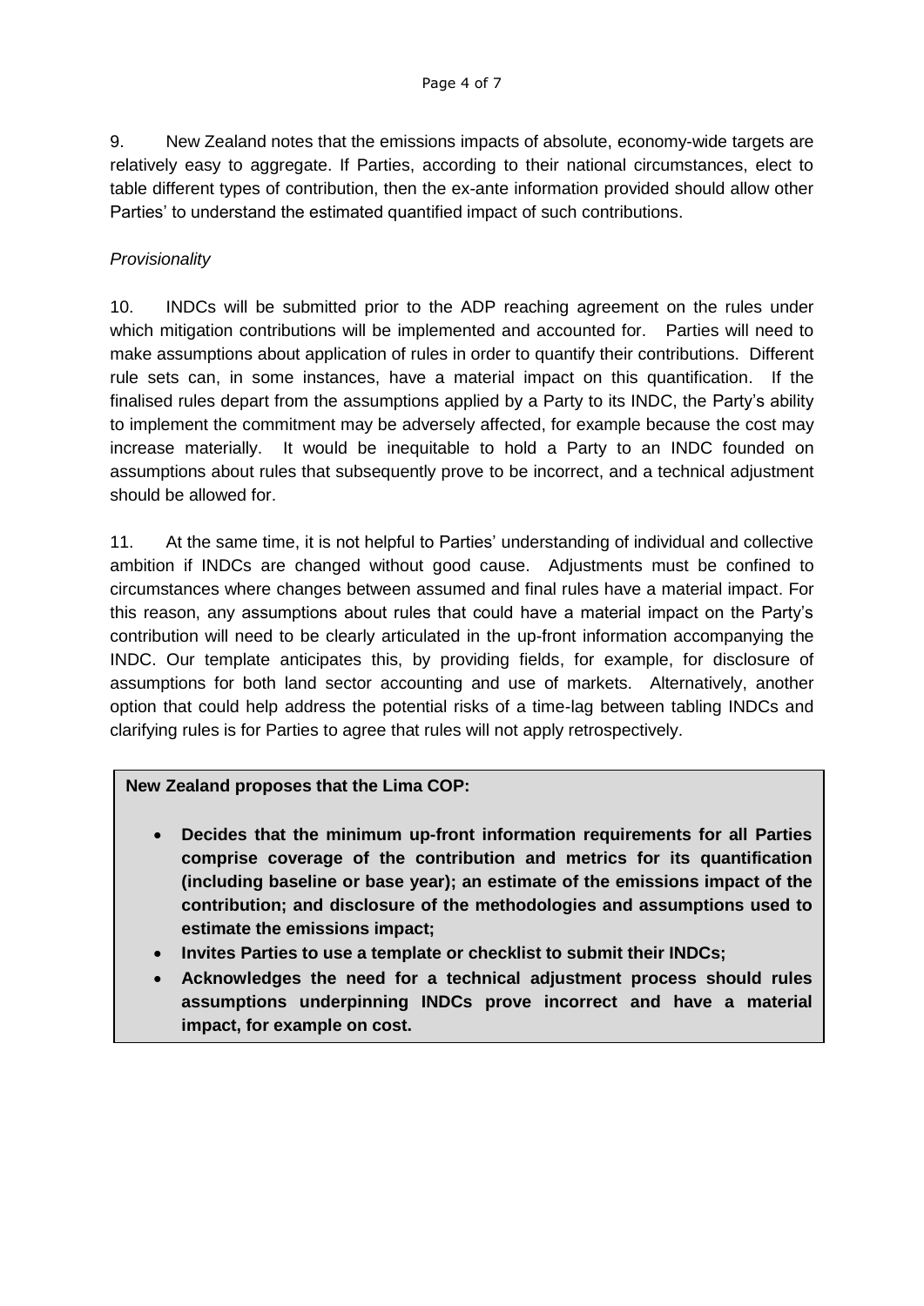9. New Zealand notes that the emissions impacts of absolute, economy-wide targets are relatively easy to aggregate. If Parties, according to their national circumstances, elect to table different types of contribution, then the ex-ante information provided should allow other Parties' to understand the estimated quantified impact of such contributions.

*Provisionality*

10. INDCs will be submitted prior to the ADP reaching agreement on the rules under which mitigation contributions will be implemented and accounted for. Parties will need to make assumptions about application of rules in order to quantify their contributions. Different rule sets can, in some instances, have a material impact on this quantification. If the finalised rules depart from the assumptions applied by a Party to its INDC, the Party's ability to implement the commitment may be adversely affected, for example because the cost may increase materially. It would be inequitable to hold a Party to an INDC founded on assumptions about rules that subsequently prove to be incorrect, and a technical adjustment should be allowed for.

11. At the same time, it is not helpful to Parties' understanding of individual and collective ambition if INDCs are changed without good cause. Adjustments must be confined to circumstances where changes between assumed and final rules have a material impact. For this reason, any assumptions about rules that could have a material impact on the Party's contribution will need to be clearly articulated in the up-front information accompanying the INDC. Our template anticipates this, by providing fields, for example, for disclosure of assumptions for both land sector accounting and use of markets. Alternatively, another option that could help address the potential risks of a time-lag between tabling INDCs and clarifying rules is for Parties to agree that rules will not apply retrospectively.

**New Zealand proposes that the Lima COP:**

- **Decides that the minimum up-front information requirements for all Parties comprise coverage of the contribution and metrics for its quantification (including baseline or base year); an estimate of the emissions impact of the contribution; and disclosure of the methodologies and assumptions used to estimate the emissions impact;**
- **Invites Parties to use a template or checklist to submit their INDCs;**
- **Acknowledges the need for a technical adjustment process should rules assumptions underpinning INDCs prove incorrect and have a material impact, for example on cost.**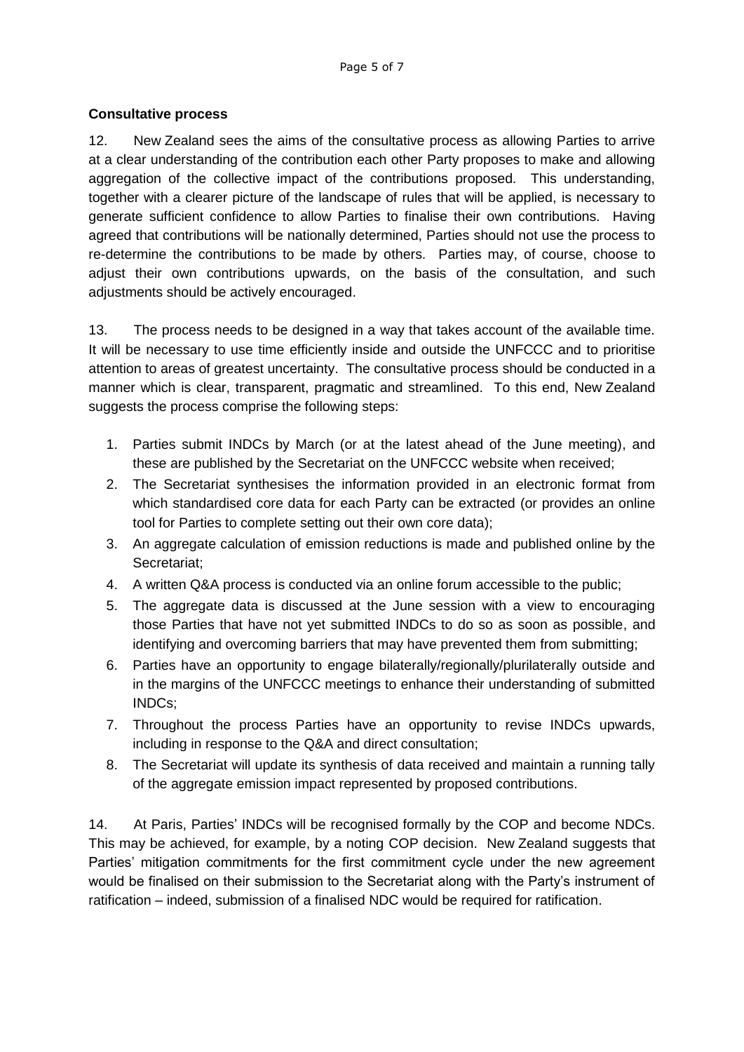**Consultative process**

12. New Zealand sees the aims of the consultative process as allowing Parties to arrive at a clear understanding of the contribution each other Party proposes to make and allowing aggregation of the collective impact of the contributions proposed. This understanding, together with a clearer picture of the landscape of rules that will be applied, is necessary to generate sufficient confidence to allow Parties to finalise their own contributions. Having agreed that contributions will be nationally determined, Parties should not use the process to re-determine the contributions to be made by others. Parties may, of course, choose to adjust their own contributions upwards, on the basis of the consultation, and such adjustments should be actively encouraged.

13. The process needs to be designed in a way that takes account of the available time. It will be necessary to use time efficiently inside and outside the UNFCCC and to prioritise attention to areas of greatest uncertainty. The consultative process should be conducted in a manner which is clear, transparent, pragmatic and streamlined. To this end, New Zealand suggests the process comprise the following steps:

1. Parties submit INDCs by March (or at the latest ahead of the June meeting), and these are published by the Secretariat on the UNFCCC website when received;
2. The Secretariat synthesises the information provided in an electronic format from which standardised core data for each Party can be extracted (or provides an online tool for Parties to complete setting out their own core data);
3. An aggregate calculation of emission reductions is made and published online by the Secretariat;
4. A written Q&A process is conducted via an online forum accessible to the public;
5. The aggregate data is discussed at the June session with a view to encouraging those Parties that have not yet submitted INDCs to do so as soon as possible, and identifying and overcoming barriers that may have prevented them from submitting;
6. Parties have an opportunity to engage bilaterally/regionally/plurilaterally outside and in the margins of the UNFCCC meetings to enhance their understanding of submitted INDCs;
7. Throughout the process Parties have an opportunity to revise INDCs upwards, including in response to the Q&A and direct consultation;
8. The Secretariat will update its synthesis of data received and maintain a running tally of the aggregate emission impact represented by proposed contributions.

14. At Paris, Parties' INDCs will be recognised formally by the COP and become NDCs. This may be achieved, for example, by a noting COP decision. New Zealand suggests that Parties' mitigation commitments for the first commitment cycle under the new agreement would be finalised on their submission to the Secretariat along with the Party's instrument of ratification – indeed, submission of a finalised NDC would be required for ratification.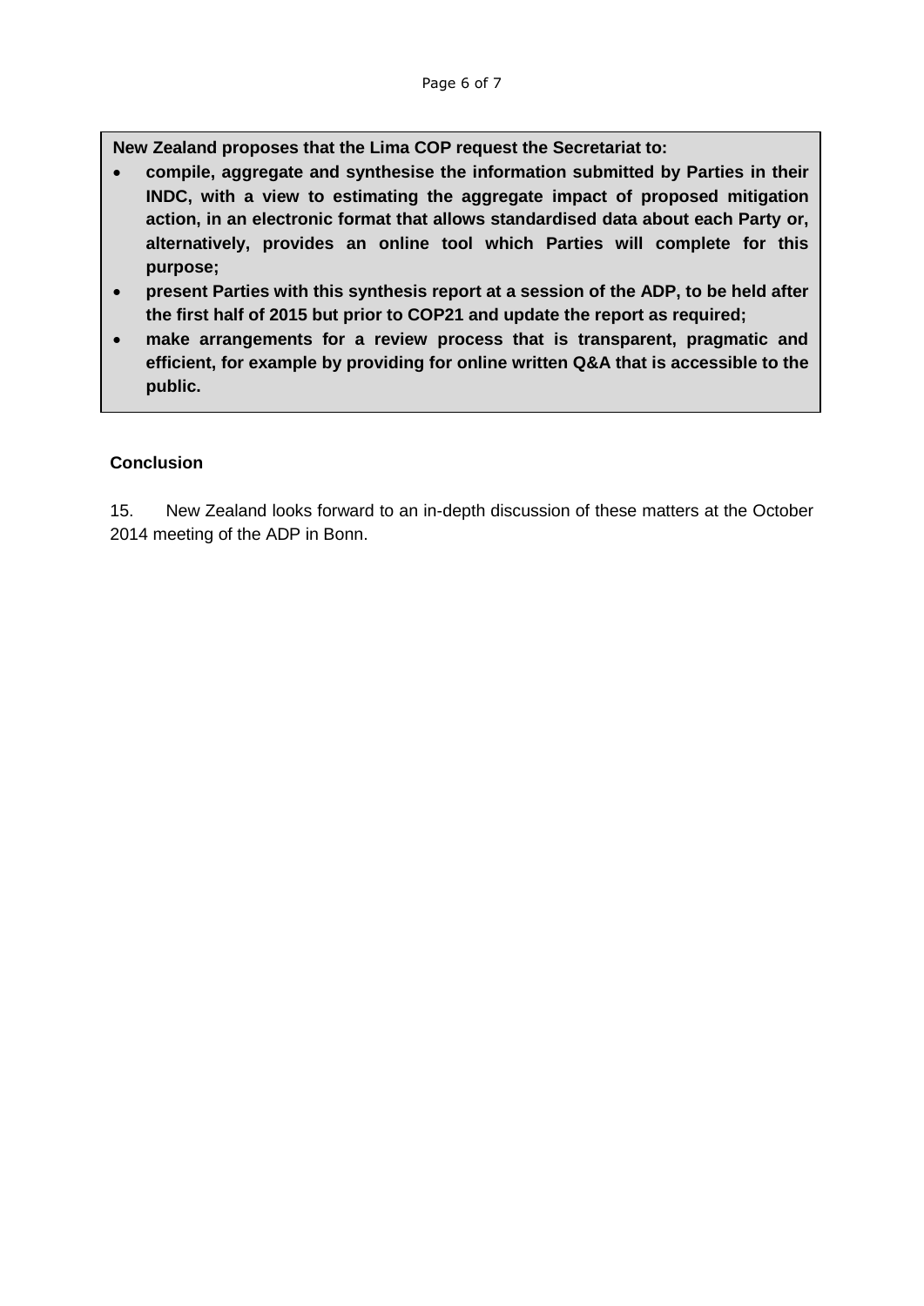**New Zealand proposes that the Lima COP request the Secretariat to:**

- **compile, aggregate and synthesise the information submitted by Parties in their INDC, with a view to estimating the aggregate impact of proposed mitigation action, in an electronic format that allows standardised data about each Party or, alternatively, provides an online tool which Parties will complete for this purpose;**
- **present Parties with this synthesis report at a session of the ADP, to be held after the first half of 2015 but prior to COP21 and update the report as required;**
- **make arrangements for a review process that is transparent, pragmatic and efficient, for example by providing for online written Q&A that is accessible to the public.**

**Conclusion**

15. New Zealand looks forward to an in-depth discussion of these matters at the October 2014 meeting of the ADP in Bonn.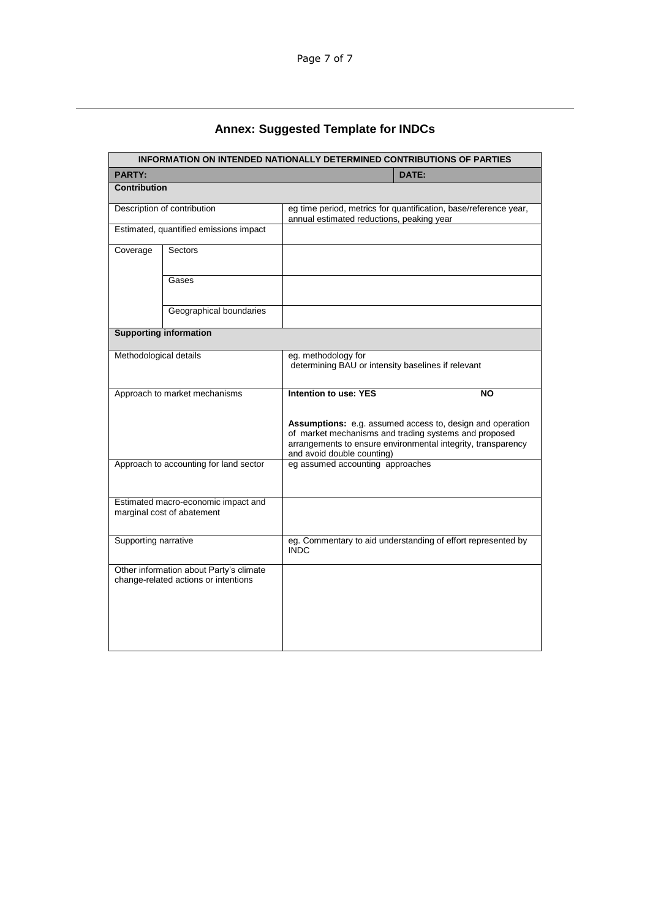## Annex: Suggested Template for INDCs

| INFORMATION ON INTENDED NATIONALLY DETERMINED CONTRIBUTIONS OF PARTIES | | | |
|---|---|---|---|
| **PARTY:** | | | **DATE:** |
| **Contribution** | | | |
| Description of contribution | | eg time period, metrics for quantification, base/reference year, annual estimated reductions, peaking year | |
| Estimated, quantified emissions impact | | | |
| Coverage | Sectors | | |
| | Gases | | |
| | Geographical boundaries | | |
| **Supporting information** | | | |
| Methodological details | | eg. methodology for determining BAU or intensity baselines if relevant | |
| Approach to market mechanisms | | **Intention to use: YES** **NO**<br><br>**Assumptions:** e.g. assumed access to, design and operation of market mechanisms and trading systems and proposed arrangements to ensure environmental integrity, transparency and avoid double counting) | |
| Approach to accounting for land sector | | eg assumed accounting approaches | |
| Estimated macro-economic impact and marginal cost of abatement | | | |
| Supporting narrative | | eg. Commentary to aid understanding of effort represented by INDC | |
| Other information about Party's climate change-related actions or intentions | | | |